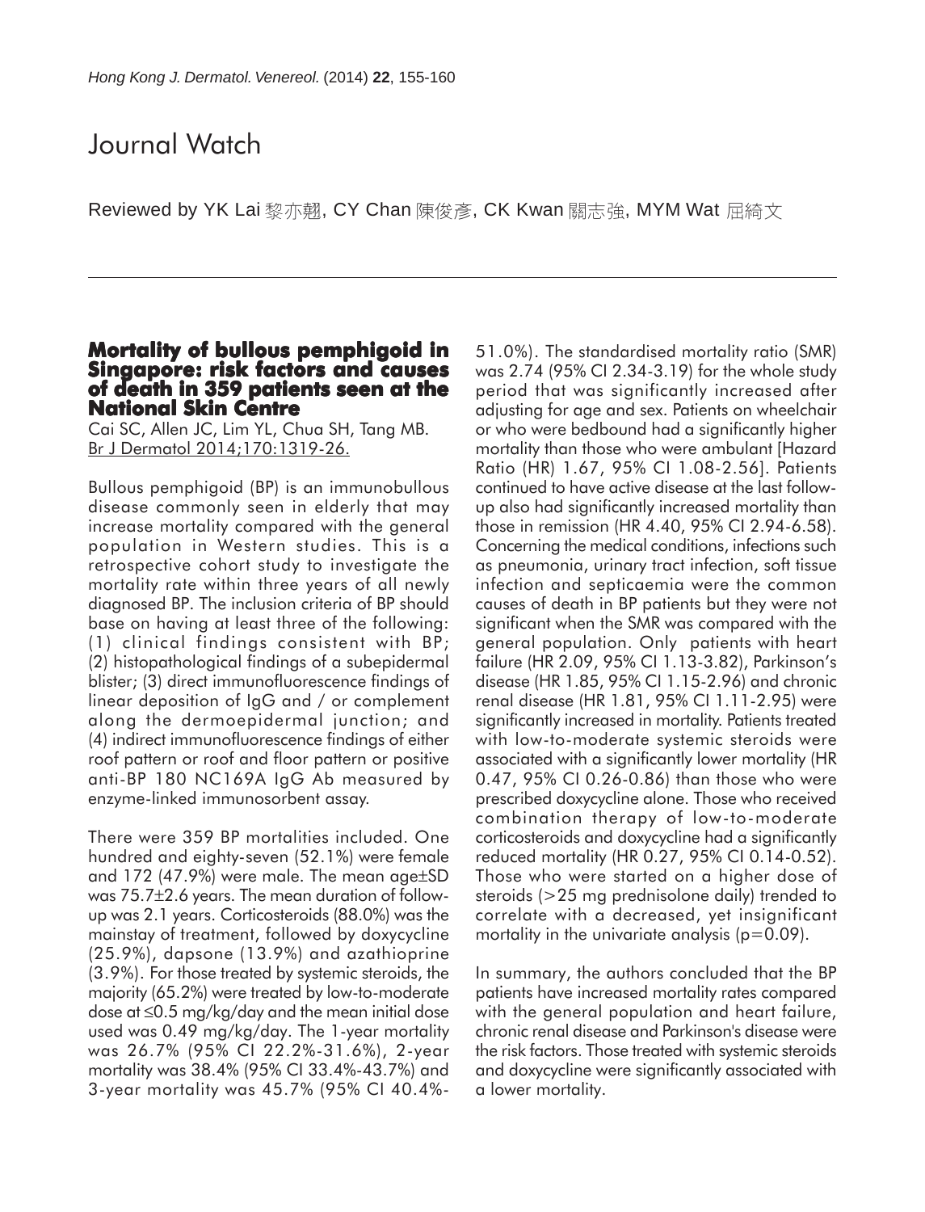# Journal Watch

Reviewed by YK Lai 黎亦翹, CY Chan 陳俊彥, CK Kwan 關志強, MYM Wat 屈綺文

## Mortality of bullous pemphigoid in Singapore: risk factors and causes of death in 359 patients seen at the National Skin Centre

Cai SC, Allen JC, Lim YL, Chua SH, Tang MB.
Br J Dermatol 2014;170:1319-26.

Bullous pemphigoid (BP) is an immunobullous disease commonly seen in elderly that may increase mortality compared with the general population in Western studies. This is a retrospective cohort study to investigate the mortality rate within three years of all newly diagnosed BP. The inclusion criteria of BP should base on having at least three of the following: (1) clinical findings consistent with BP; (2) histopathological findings of a subepidermal blister; (3) direct immunofluorescence findings of linear deposition of IgG and / or complement along the dermoepidermal junction; and (4) indirect immunofluorescence findings of either roof pattern or roof and floor pattern or positive anti-BP 180 NC169A IgG Ab measured by enzyme-linked immunosorbent assay.

There were 359 BP mortalities included. One hundred and eighty-seven (52.1%) were female and 172 (47.9%) were male. The mean age±SD was 75.7±2.6 years. The mean duration of follow-up was 2.1 years. Corticosteroids (88.0%) was the mainstay of treatment, followed by doxycycline (25.9%), dapsone (13.9%) and azathioprine (3.9%). For those treated by systemic steroids, the majority (65.2%) were treated by low-to-moderate dose at ≤0.5 mg/kg/day and the mean initial dose used was 0.49 mg/kg/day. The 1-year mortality was 26.7% (95% CI 22.2%-31.6%), 2-year mortality was 38.4% (95% CI 33.4%-43.7%) and 3-year mortality was 45.7% (95% CI 40.4%-51.0%). The standardised mortality ratio (SMR) was 2.74 (95% CI 2.34-3.19) for the whole study period that was significantly increased after adjusting for age and sex. Patients on wheelchair or who were bedbound had a significantly higher mortality than those who were ambulant [Hazard Ratio (HR) 1.67, 95% CI 1.08-2.56]. Patients continued to have active disease at the last follow-up also had significantly increased mortality than those in remission (HR 4.40, 95% CI 2.94-6.58). Concerning the medical conditions, infections such as pneumonia, urinary tract infection, soft tissue infection and septicaemia were the common causes of death in BP patients but they were not significant when the SMR was compared with the general population. Only patients with heart failure (HR 2.09, 95% CI 1.13-3.82), Parkinson's disease (HR 1.85, 95% CI 1.15-2.96) and chronic renal disease (HR 1.81, 95% CI 1.11-2.95) were significantly increased in mortality. Patients treated with low-to-moderate systemic steroids were associated with a significantly lower mortality (HR 0.47, 95% CI 0.26-0.86) than those who were prescribed doxycycline alone. Those who received combination therapy of low-to-moderate corticosteroids and doxycycline had a significantly reduced mortality (HR 0.27, 95% CI 0.14-0.52). Those who were started on a higher dose of steroids (>25 mg prednisolone daily) trended to correlate with a decreased, yet insignificant mortality in the univariate analysis ($p=0.09$).

In summary, the authors concluded that the BP patients have increased mortality rates compared with the general population and heart failure, chronic renal disease and Parkinson's disease were the risk factors. Those treated with systemic steroids and doxycycline were significantly associated with a lower mortality.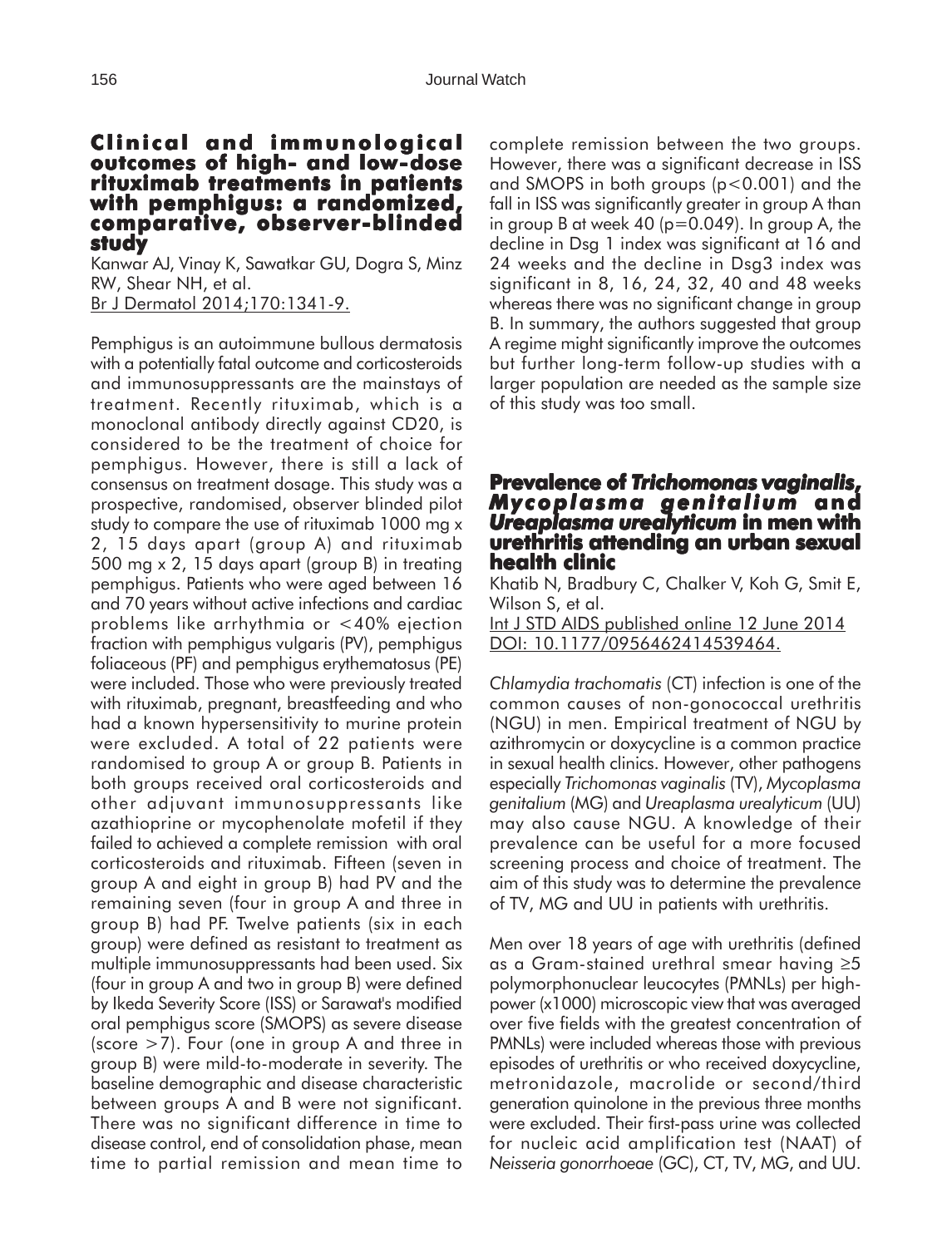## Clinical and immunological outcomes of high- and low-dose rituximab treatments in patients with pemphigus: a randomized, comparative, observer-blinded study

Kanwar AJ, Vinay K, Sawatkar GU, Dogra S, Minz RW, Shear NH, et al.
Br J Dermatol 2014;170:1341-9.

Pemphigus is an autoimmune bullous dermatosis with a potentially fatal outcome and corticosteroids and immunosuppressants are the mainstays of treatment. Recently rituximab, which is a monoclonal antibody directly against CD20, is considered to be the treatment of choice for pemphigus. However, there is still a lack of consensus on treatment dosage. This study was a prospective, randomised, observer blinded pilot study to compare the use of rituximab 1000 mg x 2, 15 days apart (group A) and rituximab 500 mg x 2, 15 days apart (group B) in treating pemphigus. Patients who were aged between 16 and 70 years without active infections and cardiac problems like arrhythmia or <40% ejection fraction with pemphigus vulgaris (PV), pemphigus foliaceous (PF) and pemphigus erythematosus (PE) were included. Those who were previously treated with rituximab, pregnant, breastfeeding and who had a known hypersensitivity to murine protein were excluded. A total of 22 patients were randomised to group A or group B. Patients in both groups received oral corticosteroids and other adjuvant immunosuppressants like azathioprine or mycophenolate mofetil if they failed to achieved a complete remission with oral corticosteroids and rituximab. Fifteen (seven in group A and eight in group B) had PV and the remaining seven (four in group A and three in group B) had PF. Twelve patients (six in each group) were defined as resistant to treatment as multiple immunosuppressants had been used. Six (four in group A and two in group B) were defined by Ikeda Severity Score (ISS) or Sarawat's modified oral pemphigus score (SMOPS) as severe disease (score >7). Four (one in group A and three in group B) were mild-to-moderate in severity. The baseline demographic and disease characteristic between groups A and B were not significant. There was no significant difference in time to disease control, end of consolidation phase, mean time to partial remission and mean time to complete remission between the two groups. However, there was a significant decrease in ISS and SMOPS in both groups ($p<0.001$) and the fall in ISS was significantly greater in group A than in group B at week 40 ($p=0.049$). In group A, the decline in Dsg 1 index was significant at 16 and 24 weeks and the decline in Dsg3 index was significant in 8, 16, 24, 32, 40 and 48 weeks whereas there was no significant change in group B. In summary, the authors suggested that group A regime might significantly improve the outcomes but further long-term follow-up studies with a larger population are needed as the sample size of this study was too small.

## Prevalence of *Trichomonas vaginalis*, *Mycoplasma genitalium* and *Ureaplasma urealyticum* in men with urethritis attending an urban sexual health clinic

Khatib N, Bradbury C, Chalker V, Koh G, Smit E, Wilson S, et al.
Int J STD AIDS published online 12 June 2014 DOI: 10.1177/0956462414539464.

*Chlamydia trachomatis* (CT) infection is one of the common causes of non-gonococcal urethritis (NGU) in men. Empirical treatment of NGU by azithromycin or doxycycline is a common practice in sexual health clinics. However, other pathogens especially *Trichomonas vaginalis* (TV), *Mycoplasma genitalium* (MG) and *Ureaplasma urealyticum* (UU) may also cause NGU. A knowledge of their prevalence can be useful for a more focused screening process and choice of treatment. The aim of this study was to determine the prevalence of TV, MG and UU in patients with urethritis.

Men over 18 years of age with urethritis (defined as a Gram-stained urethral smear having ≥5 polymorphonuclear leucocytes (PMNLs) per high-power (x1000) microscopic view that was averaged over five fields with the greatest concentration of PMNLs) were included whereas those with previous episodes of urethritis or who received doxycycline, metronidazole, macrolide or second/third generation quinolone in the previous three months were excluded. Their first-pass urine was collected for nucleic acid amplification test (NAAT) of *Neisseria gonorrhoeae* (GC), CT, TV, MG, and UU.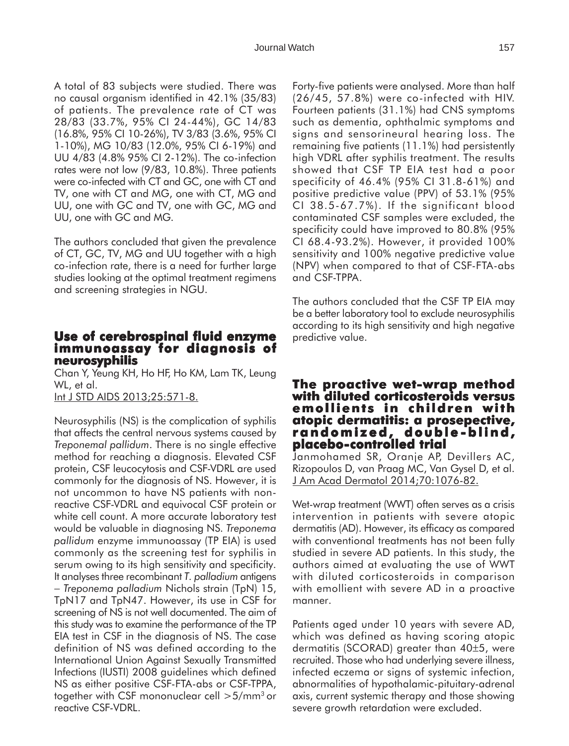A total of 83 subjects were studied. There was no causal organism identified in 42.1% (35/83) of patients. The prevalence rate of CT was 28/83 (33.7%, 95% CI 24-44%), GC 14/83 (16.8%, 95% CI 10-26%), TV 3/83 (3.6%, 95% CI 1-10%), MG 10/83 (12.0%, 95% CI 6-19%) and UU 4/83 (4.8% 95% CI 2-12%). The co-infection rates were not low (9/83, 10.8%). Three patients were co-infected with CT and GC, one with CT and TV, one with CT and MG, one with CT, MG and UU, one with GC and TV, one with GC, MG and UU, one with GC and MG.

The authors concluded that given the prevalence of CT, GC, TV, MG and UU together with a high co-infection rate, there is a need for further large studies looking at the optimal treatment regimens and screening strategies in NGU.

## Use of cerebrospinal fluid enzyme immunoassay for diagnosis of neurosyphilis

Chan Y, Yeung KH, Ho HF, Ho KM, Lam TK, Leung WL, et al.
Int J STD AIDS 2013;25:571-8.

Neurosyphilis (NS) is the complication of syphilis that affects the central nervous systems caused by *Treponemal pallidum*. There is no single effective method for reaching a diagnosis. Elevated CSF protein, CSF leucocytosis and CSF-VDRL are used commonly for the diagnosis of NS. However, it is not uncommon to have NS patients with non-reactive CSF-VDRL and equivocal CSF protein or white cell count. A more accurate laboratory test would be valuable in diagnosing NS. *Treponema pallidum* enzyme immunoassay (TP EIA) is used commonly as the screening test for syphilis in serum owing to its high sensitivity and specificity. It analyses three recombinant *T. palladium* antigens – *Treponema palladium* Nichols strain (TpN) 15, TpN17 and TpN47. However, its use in CSF for screening of NS is not well documented. The aim of this study was to examine the performance of the TP EIA test in CSF in the diagnosis of NS. The case definition of NS was defined according to the International Union Against Sexually Transmitted Infections (IUSTI) 2008 guidelines which defined NS as either positive CSF-FTA-abs or CSF-TPPA, together with CSF mononuclear cell $>5/\text{mm}^3$ or reactive CSF-VDRL.

Forty-five patients were analysed. More than half (26/45, 57.8%) were co-infected with HIV. Fourteen patients (31.1%) had CNS symptoms such as dementia, ophthalmic symptoms and signs and sensorineural hearing loss. The remaining five patients (11.1%) had persistently high VDRL after syphilis treatment. The results showed that CSF TP EIA test had a poor specificity of 46.4% (95% CI 31.8-61%) and positive predictive value (PPV) of 53.1% (95% CI 38.5-67.7%). If the significant blood contaminated CSF samples were excluded, the specificity could have improved to 80.8% (95% CI 68.4-93.2%). However, it provided 100% sensitivity and 100% negative predictive value (NPV) when compared to that of CSF-FTA-abs and CSF-TPPA.

The authors concluded that the CSF TP EIA may be a better laboratory tool to exclude neurosyphilis according to its high sensitivity and high negative predictive value.

## The proactive wet-wrap method with diluted corticosteroids versus emollients in children with atopic dermatitis: a prosepective, randomized, double-blind, placebo-controlled trial

Janmohamed SR, Oranje AP, Devillers AC, Rizopoulos D, van Praag MC, Van Gysel D, et al.
J Am Acad Dermatol 2014;70:1076-82.

Wet-wrap treatment (WWT) often serves as a crisis intervention in patients with severe atopic dermatitis (AD). However, its efficacy as compared with conventional treatments has not been fully studied in severe AD patients. In this study, the authors aimed at evaluating the use of WWT with diluted corticosteroids in comparison with emollient with severe AD in a proactive manner.

Patients aged under 10 years with severe AD, which was defined as having scoring atopic dermatitis (SCORAD) greater than 40±5, were recruited. Those who had underlying severe illness, infected eczema or signs of systemic infection, abnormalities of hypothalamic-pituitary-adrenal axis, current systemic therapy and those showing severe growth retardation were excluded.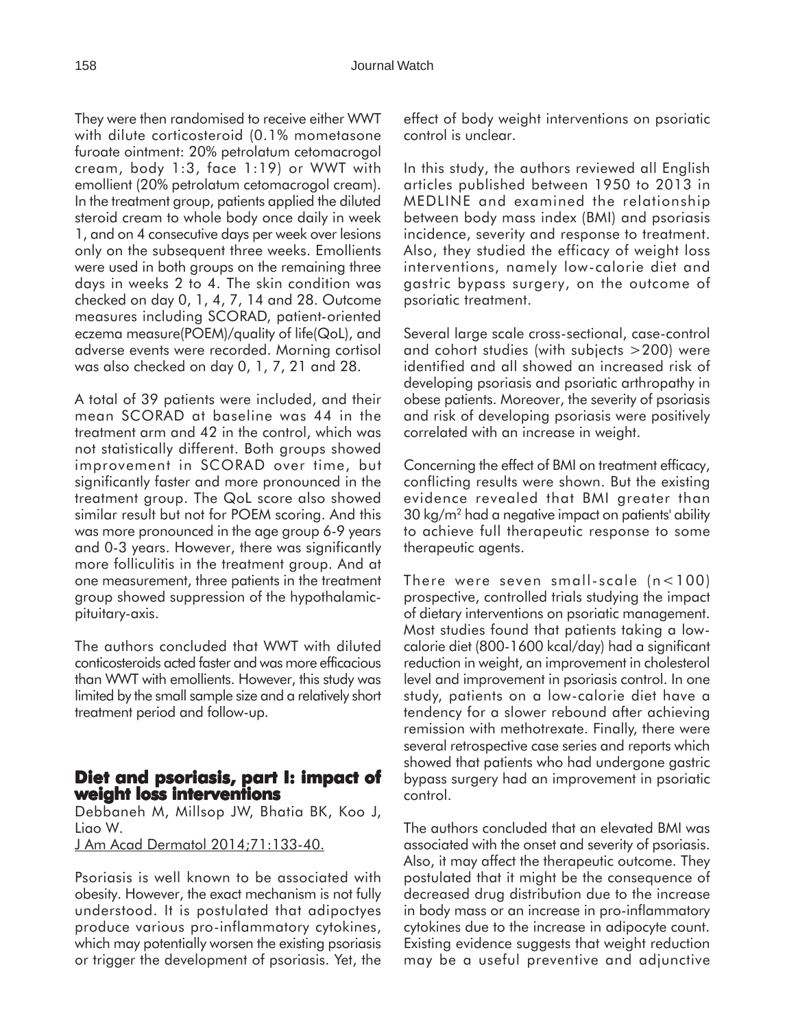They were then randomised to receive either WWT with dilute corticosteroid (0.1% mometasone furoate ointment: 20% petrolatum cetomacrogol cream, body 1:3, face 1:19) or WWT with emollient (20% petrolatum cetomacrogol cream). In the treatment group, patients applied the diluted steroid cream to whole body once daily in week 1, and on 4 consecutive days per week over lesions only on the subsequent three weeks. Emollients were used in both groups on the remaining three days in weeks 2 to 4. The skin condition was checked on day 0, 1, 4, 7, 14 and 28. Outcome measures including SCORAD, patient-oriented eczema measure(POEM)/quality of life(QoL), and adverse events were recorded. Morning cortisol was also checked on day 0, 1, 7, 21 and 28.

A total of 39 patients were included, and their mean SCORAD at baseline was 44 in the treatment arm and 42 in the control, which was not statistically different. Both groups showed improvement in SCORAD over time, but significantly faster and more pronounced in the treatment group. The QoL score also showed similar result but not for POEM scoring. And this was more pronounced in the age group 6-9 years and 0-3 years. However, there was significantly more folliculitis in the treatment group. And at one measurement, three patients in the treatment group showed suppression of the hypothalamic-pituitary-axis.

The authors concluded that WWT with diluted conticosteroids acted faster and was more efficacious than WWT with emollients. However, this study was limited by the small sample size and a relatively short treatment period and follow-up.

## Diet and psoriasis, part I: impact of weight loss interventions

Debbaneh M, Millsop JW, Bhatia BK, Koo J, Liao W.
J Am Acad Dermatol 2014;71:133-40.

Psoriasis is well known to be associated with obesity. However, the exact mechanism is not fully understood. It is postulated that adipoctyes produce various pro-inflammatory cytokines, which may potentially worsen the existing psoriasis or trigger the development of psoriasis. Yet, the effect of body weight interventions on psoriatic control is unclear.

In this study, the authors reviewed all English articles published between 1950 to 2013 in MEDLINE and examined the relationship between body mass index (BMI) and psoriasis incidence, severity and response to treatment. Also, they studied the efficacy of weight loss interventions, namely low-calorie diet and gastric bypass surgery, on the outcome of psoriatic treatment.

Several large scale cross-sectional, case-control and cohort studies (with subjects >200) were identified and all showed an increased risk of developing psoriasis and psoriatic arthropathy in obese patients. Moreover, the severity of psoriasis and risk of developing psoriasis were positively correlated with an increase in weight.

Concerning the effect of BMI on treatment efficacy, conflicting results were shown. But the existing evidence revealed that BMI greater than 30 kg/m$^2$ had a negative impact on patients' ability to achieve full therapeutic response to some therapeutic agents.

There were seven small-scale (n<100) prospective, controlled trials studying the impact of dietary interventions on psoriatic management. Most studies found that patients taking a low-calorie diet (800-1600 kcal/day) had a significant reduction in weight, an improvement in cholesterol level and improvement in psoriasis control. In one study, patients on a low-calorie diet have a tendency for a slower rebound after achieving remission with methotrexate. Finally, there were several retrospective case series and reports which showed that patients who had undergone gastric bypass surgery had an improvement in psoriatic control.

The authors concluded that an elevated BMI was associated with the onset and severity of psoriasis. Also, it may affect the therapeutic outcome. They postulated that it might be the consequence of decreased drug distribution due to the increase in body mass or an increase in pro-inflammatory cytokines due to the increase in adipocyte count. Existing evidence suggests that weight reduction may be a useful preventive and adjunctive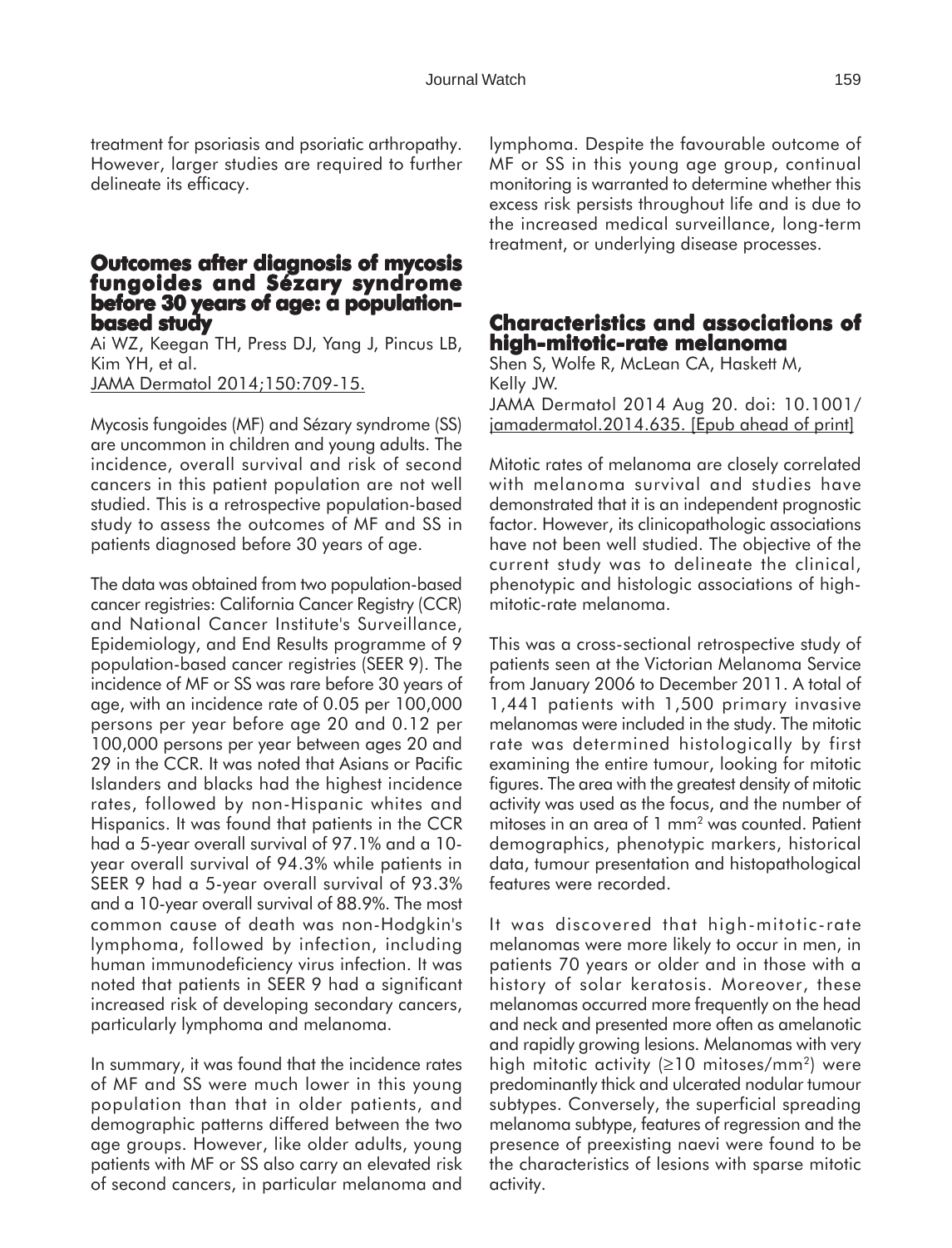treatment for psoriasis and psoriatic arthropathy. However, larger studies are required to further delineate its efficacy.

## Outcomes after diagnosis of mycosis fungoides and Sézary syndrome before 30 years of age: a population-based study

Ai WZ, Keegan TH, Press DJ, Yang J, Pincus LB, Kim YH, et al.
JAMA Dermatol 2014;150:709-15.

Mycosis fungoides (MF) and Sézary syndrome (SS) are uncommon in children and young adults. The incidence, overall survival and risk of second cancers in this patient population are not well studied. This is a retrospective population-based study to assess the outcomes of MF and SS in patients diagnosed before 30 years of age.

The data was obtained from two population-based cancer registries: California Cancer Registry (CCR) and National Cancer Institute's Surveillance, Epidemiology, and End Results programme of 9 population-based cancer registries (SEER 9). The incidence of MF or SS was rare before 30 years of age, with an incidence rate of 0.05 per 100,000 persons per year before age 20 and 0.12 per 100,000 persons per year between ages 20 and 29 in the CCR. It was noted that Asians or Pacific Islanders and blacks had the highest incidence rates, followed by non-Hispanic whites and Hispanics. It was found that patients in the CCR had a 5-year overall survival of 97.1% and a 10-year overall survival of 94.3% while patients in SEER 9 had a 5-year overall survival of 93.3% and a 10-year overall survival of 88.9%. The most common cause of death was non-Hodgkin's lymphoma, followed by infection, including human immunodeficiency virus infection. It was noted that patients in SEER 9 had a significant increased risk of developing secondary cancers, particularly lymphoma and melanoma.

In summary, it was found that the incidence rates of MF and SS were much lower in this young population than that in older patients, and demographic patterns differed between the two age groups. However, like older adults, young patients with MF or SS also carry an elevated risk of second cancers, in particular melanoma and lymphoma. Despite the favourable outcome of MF or SS in this young age group, continual monitoring is warranted to determine whether this excess risk persists throughout life and is due to the increased medical surveillance, long-term treatment, or underlying disease processes.

## Characteristics and associations of high-mitotic-rate melanoma

Shen S, Wolfe R, McLean CA, Haskett M, Kelly JW.
JAMA Dermatol 2014 Aug 20. doi: 10.1001/jamadermatol.2014.635. [Epub ahead of print]

Mitotic rates of melanoma are closely correlated with melanoma survival and studies have demonstrated that it is an independent prognostic factor. However, its clinicopathologic associations have not been well studied. The objective of the current study was to delineate the clinical, phenotypic and histologic associations of high-mitotic-rate melanoma.

This was a cross-sectional retrospective study of patients seen at the Victorian Melanoma Service from January 2006 to December 2011. A total of 1,441 patients with 1,500 primary invasive melanomas were included in the study. The mitotic rate was determined histologically by first examining the entire tumour, looking for mitotic figures. The area with the greatest density of mitotic activity was used as the focus, and the number of mitoses in an area of 1 $mm^2$ was counted. Patient demographics, phenotypic markers, historical data, tumour presentation and histopathological features were recorded.

It was discovered that high-mitotic-rate melanomas were more likely to occur in men, in patients 70 years or older and in those with a history of solar keratosis. Moreover, these melanomas occurred more frequently on the head and neck and presented more often as amelanotic and rapidly growing lesions. Melanomas with very high mitotic activity ($\geq$10 mitoses/$mm^2$) were predominantly thick and ulcerated nodular tumour subtypes. Conversely, the superficial spreading melanoma subtype, features of regression and the presence of preexisting naevi were found to be the characteristics of lesions with sparse mitotic activity.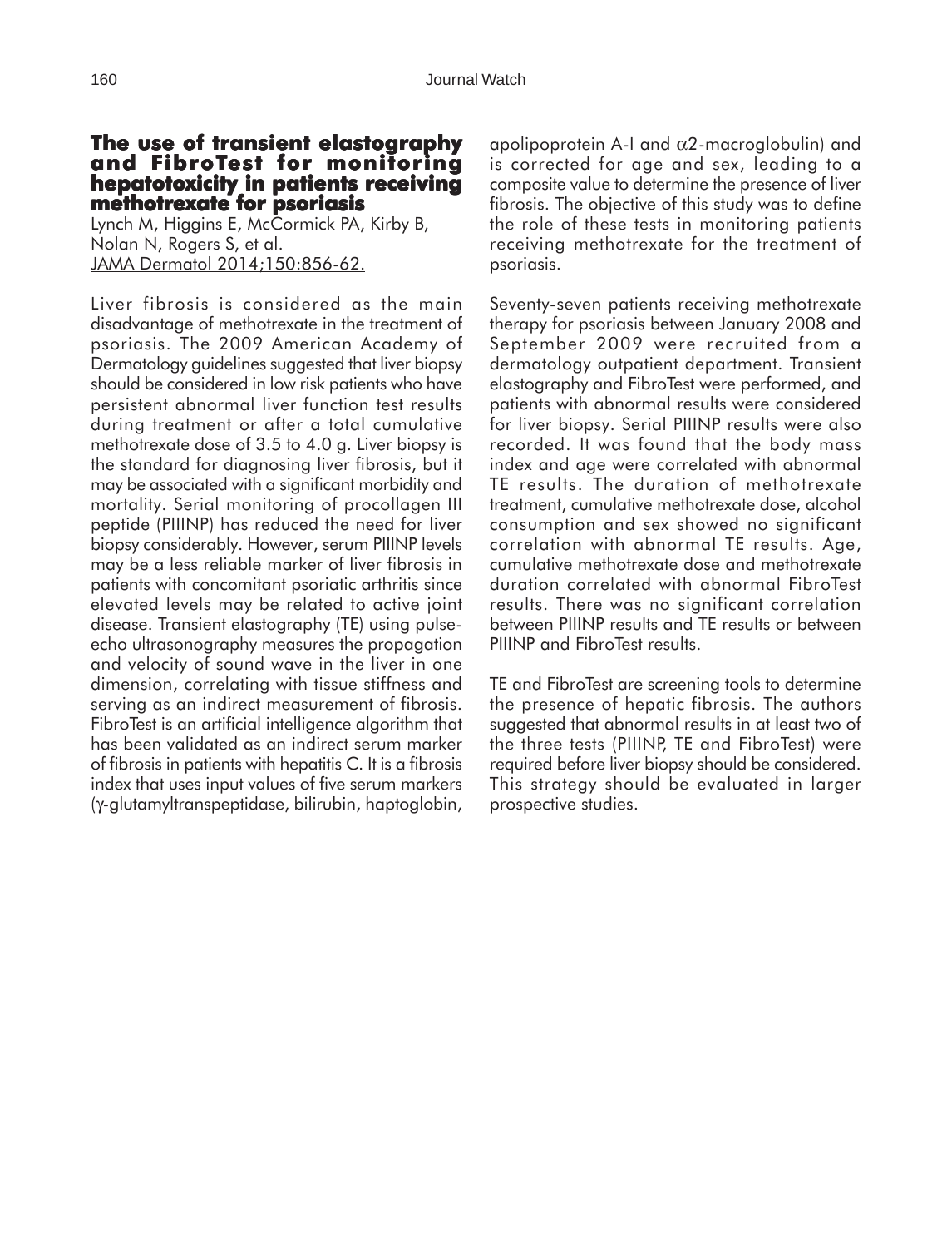## The use of transient elastography and FibroTest for monitoring hepatotoxicity in patients receiving methotrexate for psoriasis

Lynch M, Higgins E, McCormick PA, Kirby B, Nolan N, Rogers S, et al.
JAMA Dermatol 2014;150:856-62.

Liver fibrosis is considered as the main disadvantage of methotrexate in the treatment of psoriasis. The 2009 American Academy of Dermatology guidelines suggested that liver biopsy should be considered in low risk patients who have persistent abnormal liver function test results during treatment or after a total cumulative methotrexate dose of 3.5 to 4.0 g. Liver biopsy is the standard for diagnosing liver fibrosis, but it may be associated with a significant morbidity and mortality. Serial monitoring of procollagen III peptide (PIIINP) has reduced the need for liver biopsy considerably. However, serum PIIINP levels may be a less reliable marker of liver fibrosis in patients with concomitant psoriatic arthritis since elevated levels may be related to active joint disease. Transient elastography (TE) using pulse-echo ultrasonography measures the propagation and velocity of sound wave in the liver in one dimension, correlating with tissue stiffness and serving as an indirect measurement of fibrosis. FibroTest is an artificial intelligence algorithm that has been validated as an indirect serum marker of fibrosis in patients with hepatitis C. It is a fibrosis index that uses input values of five serum markers ($\gamma$-glutamyltranspeptidase, bilirubin, haptoglobin, apolipoprotein A-I and $\alpha$2-macroglobulin) and is corrected for age and sex, leading to a composite value to determine the presence of liver fibrosis. The objective of this study was to define the role of these tests in monitoring patients receiving methotrexate for the treatment of psoriasis.

Seventy-seven patients receiving methotrexate therapy for psoriasis between January 2008 and September 2009 were recruited from a dermatology outpatient department. Transient elastography and FibroTest were performed, and patients with abnormal results were considered for liver biopsy. Serial PIIINP results were also recorded. It was found that the body mass index and age were correlated with abnormal TE results. The duration of methotrexate treatment, cumulative methotrexate dose, alcohol consumption and sex showed no significant correlation with abnormal TE results. Age, cumulative methotrexate dose and methotrexate duration correlated with abnormal FibroTest results. There was no significant correlation between PIIINP results and TE results or between PIIINP and FibroTest results.

TE and FibroTest are screening tools to determine the presence of hepatic fibrosis. The authors suggested that abnormal results in at least two of the three tests (PIIINP, TE and FibroTest) were required before liver biopsy should be considered. This strategy should be evaluated in larger prospective studies.